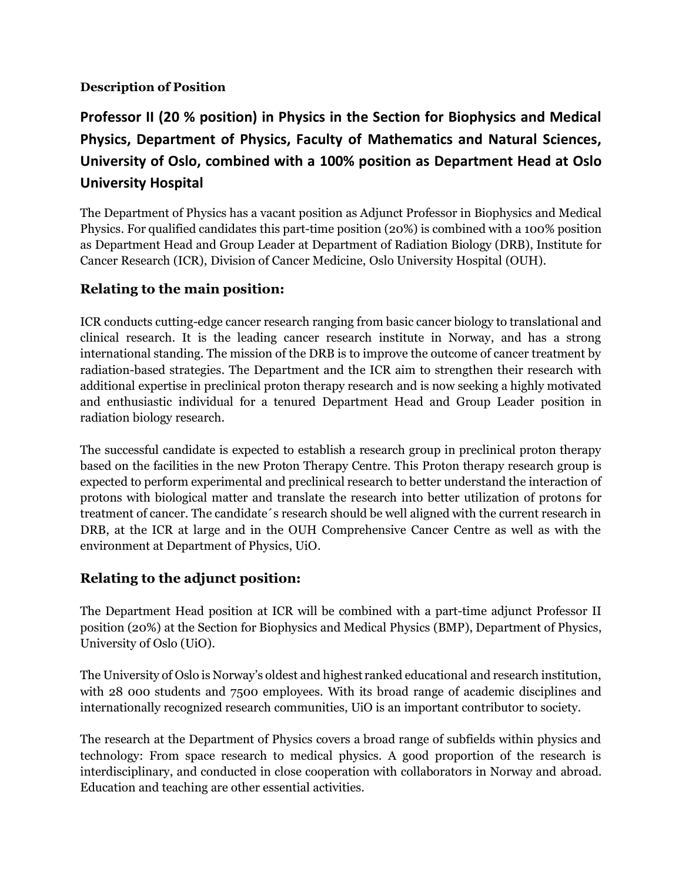**Description of Position**

# Professor II (20 % position) in Physics in the Section for Biophysics and Medical Physics, Department of Physics, Faculty of Mathematics and Natural Sciences, University of Oslo, combined with a 100% position as Department Head at Oslo University Hospital

The Department of Physics has a vacant position as Adjunct Professor in Biophysics and Medical Physics. For qualified candidates this part-time position (20%) is combined with a 100% position as Department Head and Group Leader at Department of Radiation Biology (DRB), Institute for Cancer Research (ICR), Division of Cancer Medicine, Oslo University Hospital (OUH).

## Relating to the main position:

ICR conducts cutting-edge cancer research ranging from basic cancer biology to translational and clinical research. It is the leading cancer research institute in Norway, and has a strong international standing. The mission of the DRB is to improve the outcome of cancer treatment by radiation-based strategies. The Department and the ICR aim to strengthen their research with additional expertise in preclinical proton therapy research and is now seeking a highly motivated and enthusiastic individual for a tenured Department Head and Group Leader position in radiation biology research.

The successful candidate is expected to establish a research group in preclinical proton therapy based on the facilities in the new Proton Therapy Centre. This Proton therapy research group is expected to perform experimental and preclinical research to better understand the interaction of protons with biological matter and translate the research into better utilization of protons for treatment of cancer. The candidate´s research should be well aligned with the current research in DRB, at the ICR at large and in the OUH Comprehensive Cancer Centre as well as with the environment at Department of Physics, UiO.

## Relating to the adjunct position:

The Department Head position at ICR will be combined with a part-time adjunct Professor II position (20%) at the Section for Biophysics and Medical Physics (BMP), Department of Physics, University of Oslo (UiO).

The University of Oslo is Norway's oldest and highest ranked educational and research institution, with 28 000 students and 7500 employees. With its broad range of academic disciplines and internationally recognized research communities, UiO is an important contributor to society.

The research at the Department of Physics covers a broad range of subfields within physics and technology: From space research to medical physics. A good proportion of the research is interdisciplinary, and conducted in close cooperation with collaborators in Norway and abroad. Education and teaching are other essential activities.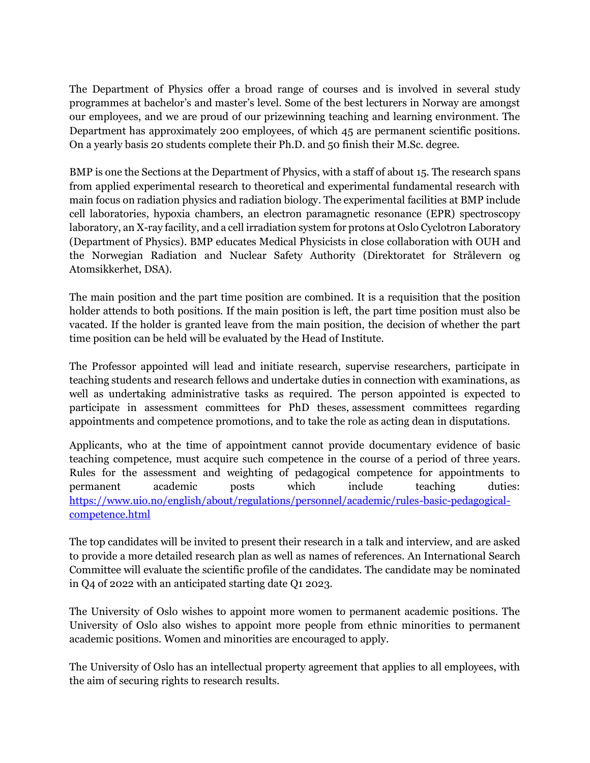The Department of Physics offer a broad range of courses and is involved in several study programmes at bachelor's and master's level. Some of the best lecturers in Norway are amongst our employees, and we are proud of our prizewinning teaching and learning environment. The Department has approximately 200 employees, of which 45 are permanent scientific positions. On a yearly basis 20 students complete their Ph.D. and 50 finish their M.Sc. degree.

BMP is one the Sections at the Department of Physics, with a staff of about 15. The research spans from applied experimental research to theoretical and experimental fundamental research with main focus on radiation physics and radiation biology. The experimental facilities at BMP include cell laboratories, hypoxia chambers, an electron paramagnetic resonance (EPR) spectroscopy laboratory, an X-ray facility, and a cell irradiation system for protons at Oslo Cyclotron Laboratory (Department of Physics). BMP educates Medical Physicists in close collaboration with OUH and the Norwegian Radiation and Nuclear Safety Authority (Direktoratet for Strålevern og Atomsikkerhet, DSA).

The main position and the part time position are combined. It is a requisition that the position holder attends to both positions. If the main position is left, the part time position must also be vacated. If the holder is granted leave from the main position, the decision of whether the part time position can be held will be evaluated by the Head of Institute.

The Professor appointed will lead and initiate research, supervise researchers, participate in teaching students and research fellows and undertake duties in connection with examinations, as well as undertaking administrative tasks as required. The person appointed is expected to participate in assessment committees for PhD theses, assessment committees regarding appointments and competence promotions, and to take the role as acting dean in disputations.

Applicants, who at the time of appointment cannot provide documentary evidence of basic teaching competence, must acquire such competence in the course of a period of three years. Rules for the assessment and weighting of pedagogical competence for appointments to permanent academic posts which include teaching duties: [https://www.uio.no/english/about/regulations/personnel/academic/rules-basic-pedagogical-competence.html](https://www.uio.no/english/about/regulations/personnel/academic/rules-basic-pedagogical-competence.html)

The top candidates will be invited to present their research in a talk and interview, and are asked to provide a more detailed research plan as well as names of references. An International Search Committee will evaluate the scientific profile of the candidates. The candidate may be nominated in Q4 of 2022 with an anticipated starting date Q1 2023.

The University of Oslo wishes to appoint more women to permanent academic positions. The University of Oslo also wishes to appoint more people from ethnic minorities to permanent academic positions. Women and minorities are encouraged to apply.

The University of Oslo has an intellectual property agreement that applies to all employees, with the aim of securing rights to research results.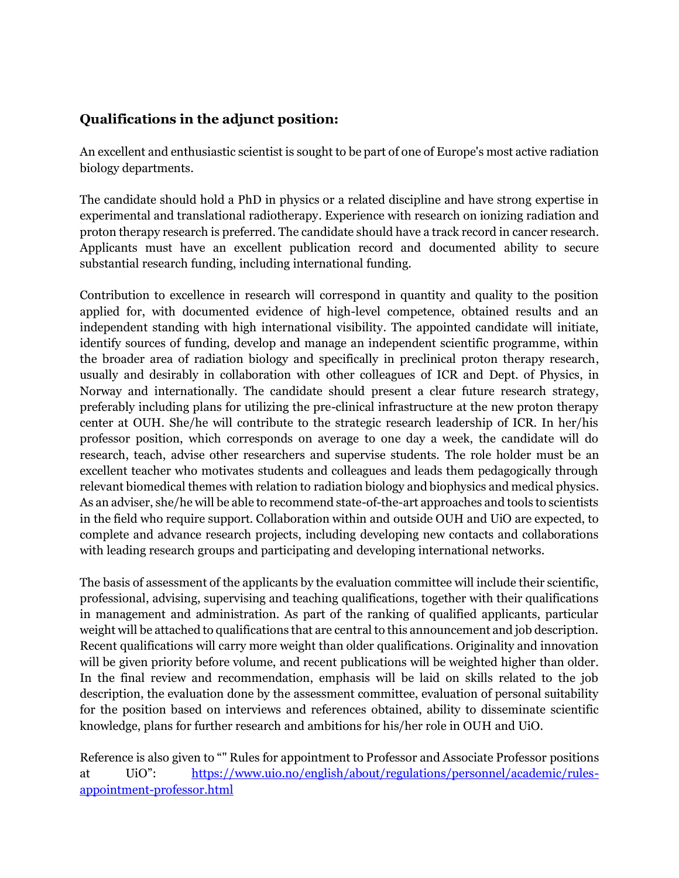### Qualifications in the adjunct position:

An excellent and enthusiastic scientist is sought to be part of one of Europe's most active radiation biology departments.

The candidate should hold a PhD in physics or a related discipline and have strong expertise in experimental and translational radiotherapy. Experience with research on ionizing radiation and proton therapy research is preferred. The candidate should have a track record in cancer research. Applicants must have an excellent publication record and documented ability to secure substantial research funding, including international funding.

Contribution to excellence in research will correspond in quantity and quality to the position applied for, with documented evidence of high-level competence, obtained results and an independent standing with high international visibility. The appointed candidate will initiate, identify sources of funding, develop and manage an independent scientific programme, within the broader area of radiation biology and specifically in preclinical proton therapy research, usually and desirably in collaboration with other colleagues of ICR and Dept. of Physics, in Norway and internationally. The candidate should present a clear future research strategy, preferably including plans for utilizing the pre-clinical infrastructure at the new proton therapy center at OUH. She/he will contribute to the strategic research leadership of ICR. In her/his professor position, which corresponds on average to one day a week, the candidate will do research, teach, advise other researchers and supervise students. The role holder must be an excellent teacher who motivates students and colleagues and leads them pedagogically through relevant biomedical themes with relation to radiation biology and biophysics and medical physics. As an adviser, she/he will be able to recommend state-of-the-art approaches and tools to scientists in the field who require support. Collaboration within and outside OUH and UiO are expected, to complete and advance research projects, including developing new contacts and collaborations with leading research groups and participating and developing international networks.

The basis of assessment of the applicants by the evaluation committee will include their scientific, professional, advising, supervising and teaching qualifications, together with their qualifications in management and administration. As part of the ranking of qualified applicants, particular weight will be attached to qualifications that are central to this announcement and job description. Recent qualifications will carry more weight than older qualifications. Originality and innovation will be given priority before volume, and recent publications will be weighted higher than older. In the final review and recommendation, emphasis will be laid on skills related to the job description, the evaluation done by the assessment committee, evaluation of personal suitability for the position based on interviews and references obtained, ability to disseminate scientific knowledge, plans for further research and ambitions for his/her role in OUH and UiO.

Reference is also given to "" Rules for appointment to Professor and Associate Professor positions at UiO": [https://www.uio.no/english/about/regulations/personnel/academic/rules-appointment-professor.html](https://www.uio.no/english/about/regulations/personnel/academic/rules-appointment-professor.html)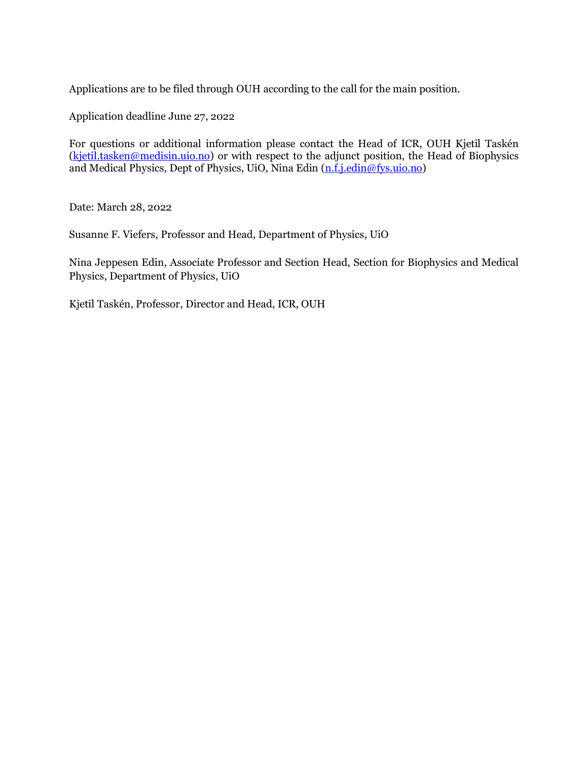Applications are to be filed through OUH according to the call for the main position.

Application deadline June 27, 2022

For questions or additional information please contact the Head of ICR, OUH Kjetil Taskén (kjetil.tasken@medisin.uio.no) or with respect to the adjunct position, the Head of Biophysics and Medical Physics, Dept of Physics, UiO, Nina Edin (n.f.j.edin@fys.uio.no)

Date: March 28, 2022

Susanne F. Viefers, Professor and Head, Department of Physics, UiO

Nina Jeppesen Edin, Associate Professor and Section Head, Section for Biophysics and Medical Physics, Department of Physics, UiO

Kjetil Taskén, Professor, Director and Head, ICR, OUH